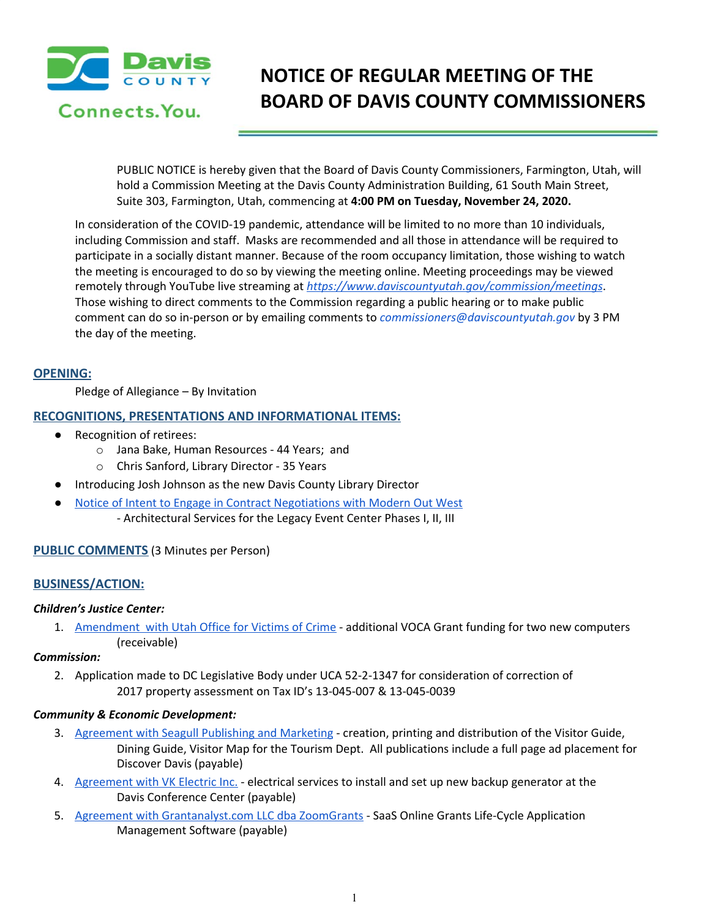# NOTICE OF REGULAR MEETING OF THE BOARD OF DAVIS COUNTY COMMISSIONERS

PUBLIC NOTICE is hereby given that the Board of Davis County Commissioners, Farmington, Utah, will hold a Commission Meeting at the Davis County Administration Building, 61 South Main Street, Suite 303, Farmington, Utah, commencing at **4:00 PM on Tuesday, November 24, 2020.**

In consideration of the COVID-19 pandemic, attendance will be limited to no more than 10 individuals, including Commission and staff. Masks are recommended and all those in attendance will be required to participate in a socially distant manner. Because of the room occupancy limitation, those wishing to watch the meeting is encouraged to do so by viewing the meeting online. Meeting proceedings may be viewed remotely through YouTube live streaming at *https://www.daviscountyutah.gov/commission/meetings*. Those wishing to direct comments to the Commission regarding a public hearing or to make public comment can do so in-person or by emailing comments to *commissioners@daviscountyutah.gov* by 3 PM the day of the meeting.

## OPENING:

Pledge of Allegiance – By Invitation

## RECOGNITIONS, PRESENTATIONS AND INFORMATIONAL ITEMS:

- Recognition of retirees:
  - Jana Bake, Human Resources - 44 Years; and
  - Chris Sanford, Library Director - 35 Years
- Introducing Josh Johnson as the new Davis County Library Director
- Notice of Intent to Engage in Contract Negotiations with Modern Out West
  - Architectural Services for the Legacy Event Center Phases I, II, III

## PUBLIC COMMENTS (3 Minutes per Person)

## BUSINESS/ACTION:

***Children's Justice Center:***

1. Amendment with Utah Office for Victims of Crime - additional VOCA Grant funding for two new computers (receivable)

***Commission:***

2. Application made to DC Legislative Body under UCA 52-2-1347 for consideration of correction of 2017 property assessment on Tax ID's 13-045-007 & 13-045-0039

***Community & Economic Development:***

3. Agreement with Seagull Publishing and Marketing - creation, printing and distribution of the Visitor Guide, Dining Guide, Visitor Map for the Tourism Dept. All publications include a full page ad placement for Discover Davis (payable)
4. Agreement with VK Electric Inc. - electrical services to install and set up new backup generator at the Davis Conference Center (payable)
5. Agreement with Grantanalyst.com LLC dba ZoomGrants - SaaS Online Grants Life-Cycle Application Management Software (payable)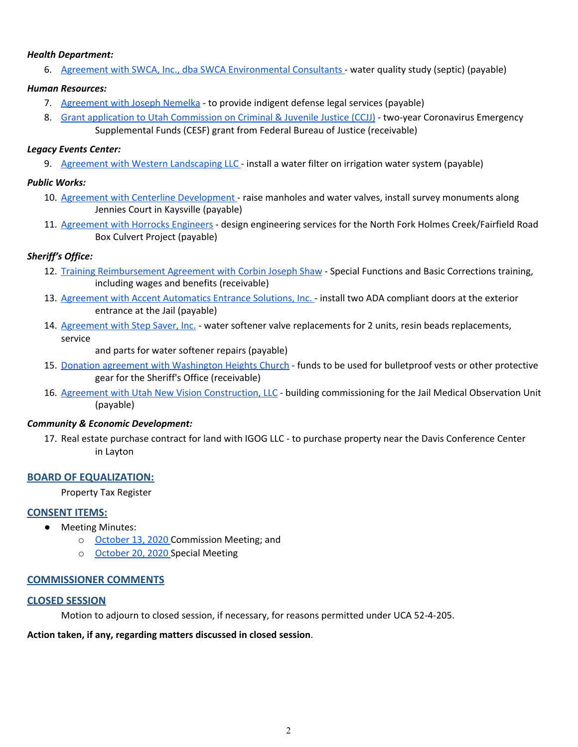***Health Department:***

6. Agreement with SWCA, Inc., dba SWCA Environmental Consultants - water quality study (septic) (payable)

***Human Resources:***

7. Agreement with Joseph Nemelka - to provide indigent defense legal services (payable)
8. Grant application to Utah Commission on Criminal & Juvenile Justice (CCJJ) - two-year Coronavirus Emergency Supplemental Funds (CESF) grant from Federal Bureau of Justice (receivable)

***Legacy Events Center:***

9. Agreement with Western Landscaping LLC - install a water filter on irrigation water system (payable)

***Public Works:***

10. Agreement with Centerline Development - raise manholes and water valves, install survey monuments along Jennies Court in Kaysville (payable)
11. Agreement with Horrocks Engineers - design engineering services for the North Fork Holmes Creek/Fairfield Road Box Culvert Project (payable)

***Sheriff's Office:***

12. Training Reimbursement Agreement with Corbin Joseph Shaw - Special Functions and Basic Corrections training, including wages and benefits (receivable)
13. Agreement with Accent Automatics Entrance Solutions, Inc. - install two ADA compliant doors at the exterior entrance at the Jail (payable)
14. Agreement with Step Saver, Inc. - water softener valve replacements for 2 units, resin beads replacements, service and parts for water softener repairs (payable)
15. Donation agreement with Washington Heights Church - funds to be used for bulletproof vests or other protective gear for the Sheriff's Office (receivable)
16. Agreement with Utah New Vision Construction, LLC - building commissioning for the Jail Medical Observation Unit (payable)

***Community & Economic Development:***

17. Real estate purchase contract for land with IGOG LLC - to purchase property near the Davis Conference Center in Layton

## BOARD OF EQUALIZATION:

Property Tax Register

## CONSENT ITEMS:

- Meeting Minutes:
    - October 13, 2020 Commission Meeting; and
    - October 20, 2020 Special Meeting

## COMMISSIONER COMMENTS

## CLOSED SESSION

Motion to adjourn to closed session, if necessary, for reasons permitted under UCA 52-4-205.

**Action taken, if any, regarding matters discussed in closed session**.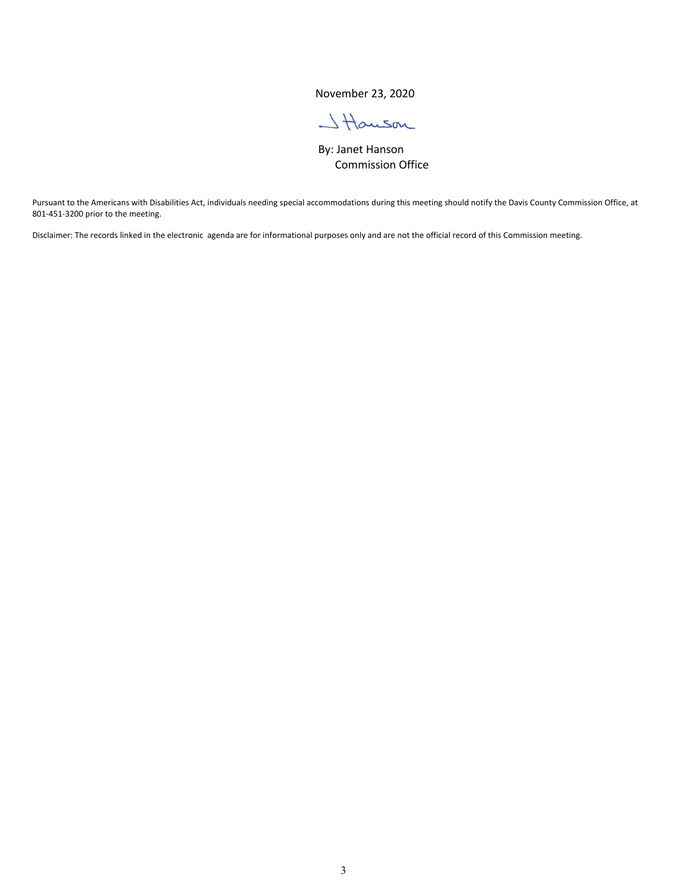November 23, 2020

J Hanson

By: Janet Hanson
Commission Office

Pursuant to the Americans with Disabilities Act, individuals needing special accommodations during this meeting should notify the Davis County Commission Office, at 801-451-3200 prior to the meeting.

Disclaimer: The records linked in the electronic agenda are for informational purposes only and are not the official record of this Commission meeting.